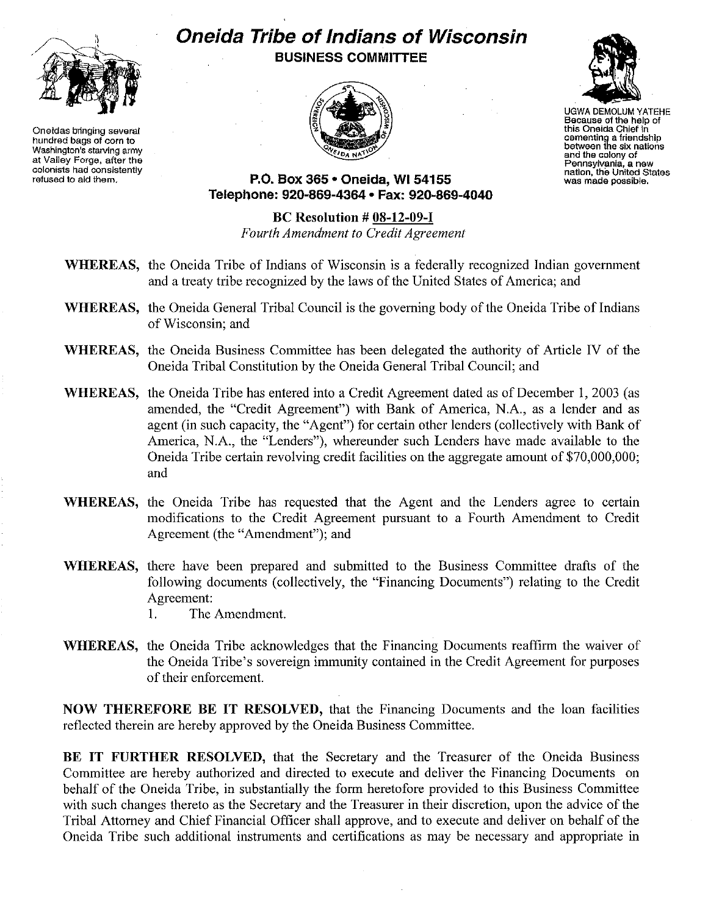# Oneida Tribe of Indians of Wisconsin

## BUSINESS COMMITTEE

Oneidas bringing several hundred bags of corn to Washington's starving army at Valley Forge, after the colonists had consistently refused to aid them.

UGWA DEMOLUM YATEHE
Because of the help of this Oneida Chief in cementing a friendship between the six nations and the colony of Pennsylvania, a new nation, the United States was made possible.

**P.O. Box 365 • Oneida, WI 54155**
**Telephone: 920-869-4364 • Fax: 920-869-4040**

**BC Resolution # 08-12-09-I**
*Fourth Amendment to Credit Agreement*

**WHEREAS,** the Oneida Tribe of Indians of Wisconsin is a federally recognized Indian government and a treaty tribe recognized by the laws of the United States of America; and

**WHEREAS,** the Oneida General Tribal Council is the governing body of the Oneida Tribe of Indians of Wisconsin; and

**WHEREAS,** the Oneida Business Committee has been delegated the authority of Article IV of the Oneida Tribal Constitution by the Oneida General Tribal Council; and

**WHEREAS,** the Oneida Tribe has entered into a Credit Agreement dated as of December 1, 2003 (as amended, the "Credit Agreement") with Bank of America, N.A., as a lender and as agent (in such capacity, the "Agent") for certain other lenders (collectively with Bank of America, N.A., the "Lenders"), whereunder such Lenders have made available to the Oneida Tribe certain revolving credit facilities on the aggregate amount of $70,000,000; and

**WHEREAS,** the Oneida Tribe has requested that the Agent and the Lenders agree to certain modifications to the Credit Agreement pursuant to a Fourth Amendment to Credit Agreement (the "Amendment"); and

**WHEREAS,** there have been prepared and submitted to the Business Committee drafts of the following documents (collectively, the "Financing Documents") relating to the Credit Agreement:

1. The Amendment.

**WHEREAS,** the Oneida Tribe acknowledges that the Financing Documents reaffirm the waiver of the Oneida Tribe's sovereign immunity contained in the Credit Agreement for purposes of their enforcement.

**NOW THEREFORE BE IT RESOLVED,** that the Financing Documents and the loan facilities reflected therein are hereby approved by the Oneida Business Committee.

**BE IT FURTHER RESOLVED,** that the Secretary and the Treasurer of the Oneida Business Committee are hereby authorized and directed to execute and deliver the Financing Documents on behalf of the Oneida Tribe, in substantially the form heretofore provided to this Business Committee with such changes thereto as the Secretary and the Treasurer in their discretion, upon the advice of the Tribal Attorney and Chief Financial Officer shall approve, and to execute and deliver on behalf of the Oneida Tribe such additional instruments and certifications as may be necessary and appropriate in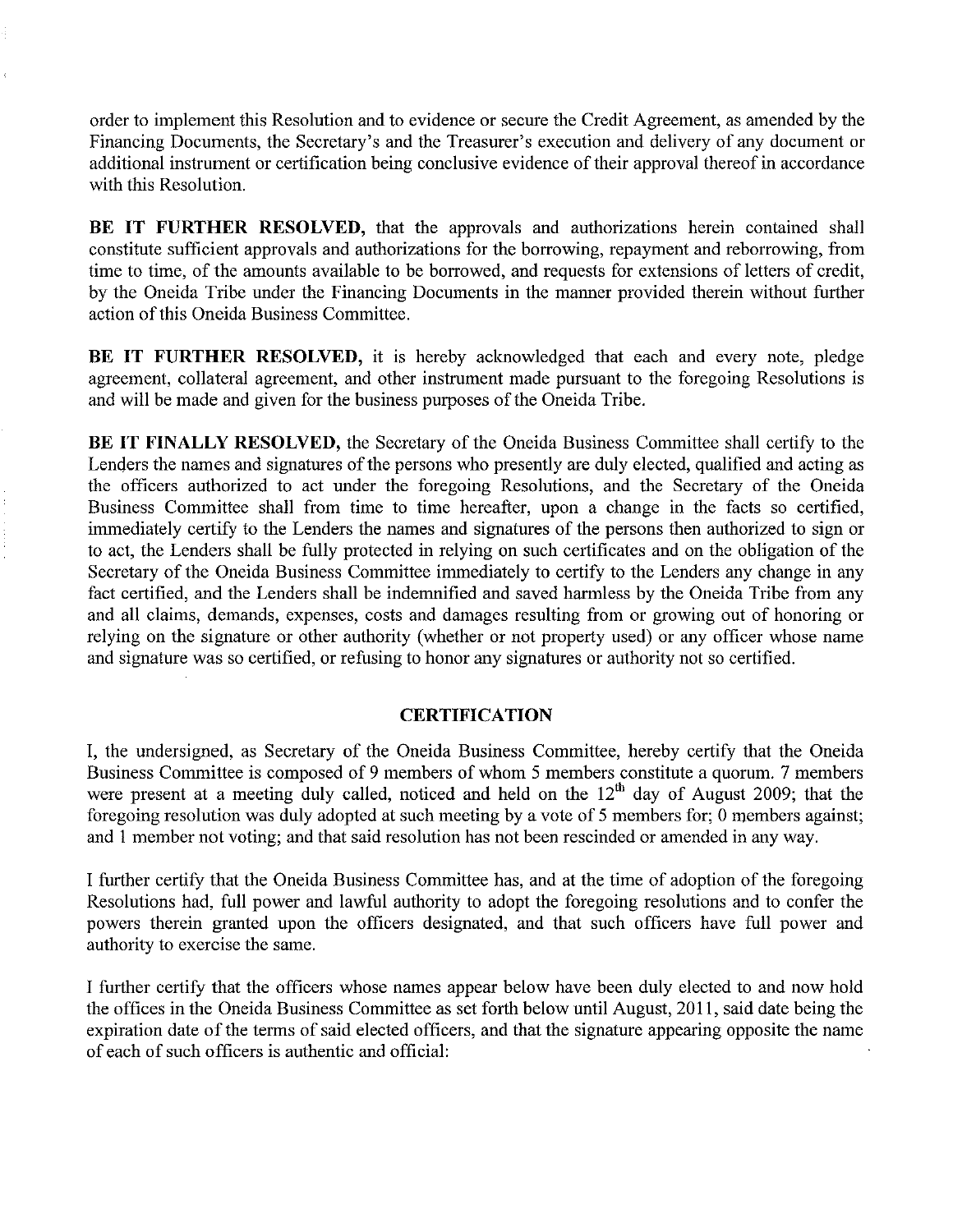order to implement this Resolution and to evidence or secure the Credit Agreement, as amended by the Financing Documents, the Secretary's and the Treasurer's execution and delivery of any document or additional instrument or certification being conclusive evidence of their approval thereof in accordance with this Resolution.

**BE IT FURTHER RESOLVED,** that the approvals and authorizations herein contained shall constitute sufficient approvals and authorizations for the borrowing, repayment and reborrowing, from time to time, of the amounts available to be borrowed, and requests for extensions of letters of credit, by the Oneida Tribe under the Financing Documents in the manner provided therein without further action of this Oneida Business Committee.

**BE IT FURTHER RESOLVED,** it is hereby acknowledged that each and every note, pledge agreement, collateral agreement, and other instrument made pursuant to the foregoing Resolutions is and will be made and given for the business purposes of the Oneida Tribe.

**BE IT FINALLY RESOLVED,** the Secretary of the Oneida Business Committee shall certify to the Lenders the names and signatures of the persons who presently are duly elected, qualified and acting as the officers authorized to act under the foregoing Resolutions, and the Secretary of the Oneida Business Committee shall from time to time hereafter, upon a change in the facts so certified, immediately certify to the Lenders the names and signatures of the persons then authorized to sign or to act, the Lenders shall be fully protected in relying on such certificates and on the obligation of the Secretary of the Oneida Business Committee immediately to certify to the Lenders any change in any fact certified, and the Lenders shall be indemnified and saved harmless by the Oneida Tribe from any and all claims, demands, expenses, costs and damages resulting from or growing out of honoring or relying on the signature or other authority (whether or not property used) or any officer whose name and signature was so certified, or refusing to honor any signatures or authority not so certified.

## CERTIFICATION

I, the undersigned, as Secretary of the Oneida Business Committee, hereby certify that the Oneida Business Committee is composed of 9 members of whom 5 members constitute a quorum. 7 members were present at a meeting duly called, noticed and held on the 12th day of August 2009; that the foregoing resolution was duly adopted at such meeting by a vote of 5 members for; 0 members against; and 1 member not voting; and that said resolution has not been rescinded or amended in any way.

I further certify that the Oneida Business Committee has, and at the time of adoption of the foregoing Resolutions had, full power and lawful authority to adopt the foregoing resolutions and to confer the powers therein granted upon the officers designated, and that such officers have full power and authority to exercise the same.

I further certify that the officers whose names appear below have been duly elected to and now hold the offices in the Oneida Business Committee as set forth below until August, 2011, said date being the expiration date of the terms of said elected officers, and that the signature appearing opposite the name of each of such officers is authentic and official: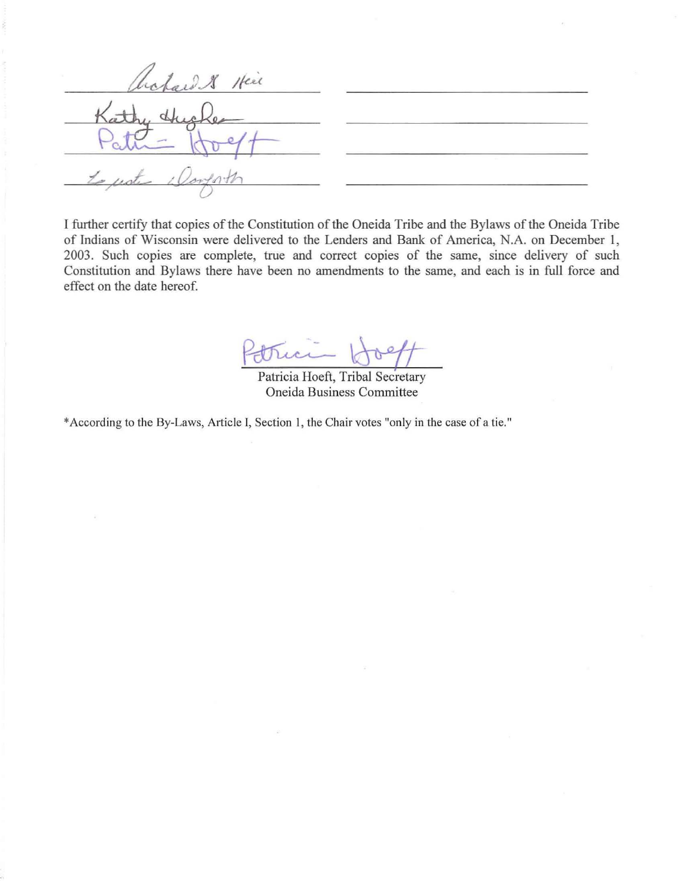| | |
|---|---|
| Richard X Hill | |
| Kathy Hughes | |
| Patricia Hoeft | |
| Tonya Danforth | |

I further certify that copies of the Constitution of the Oneida Tribe and the Bylaws of the Oneida Tribe of Indians of Wisconsin were delivered to the Lenders and Bank of America, N.A. on December 1, 2003. Such copies are complete, true and correct copies of the same, since delivery of such Constitution and Bylaws there have been no amendments to the same, and each is in full force and effect on the date hereof.

Patricia Hoeft

Patricia Hoeft, Tribal Secretary
Oneida Business Committee

*According to the By-Laws, Article I, Section 1, the Chair votes "only in the case of a tie."